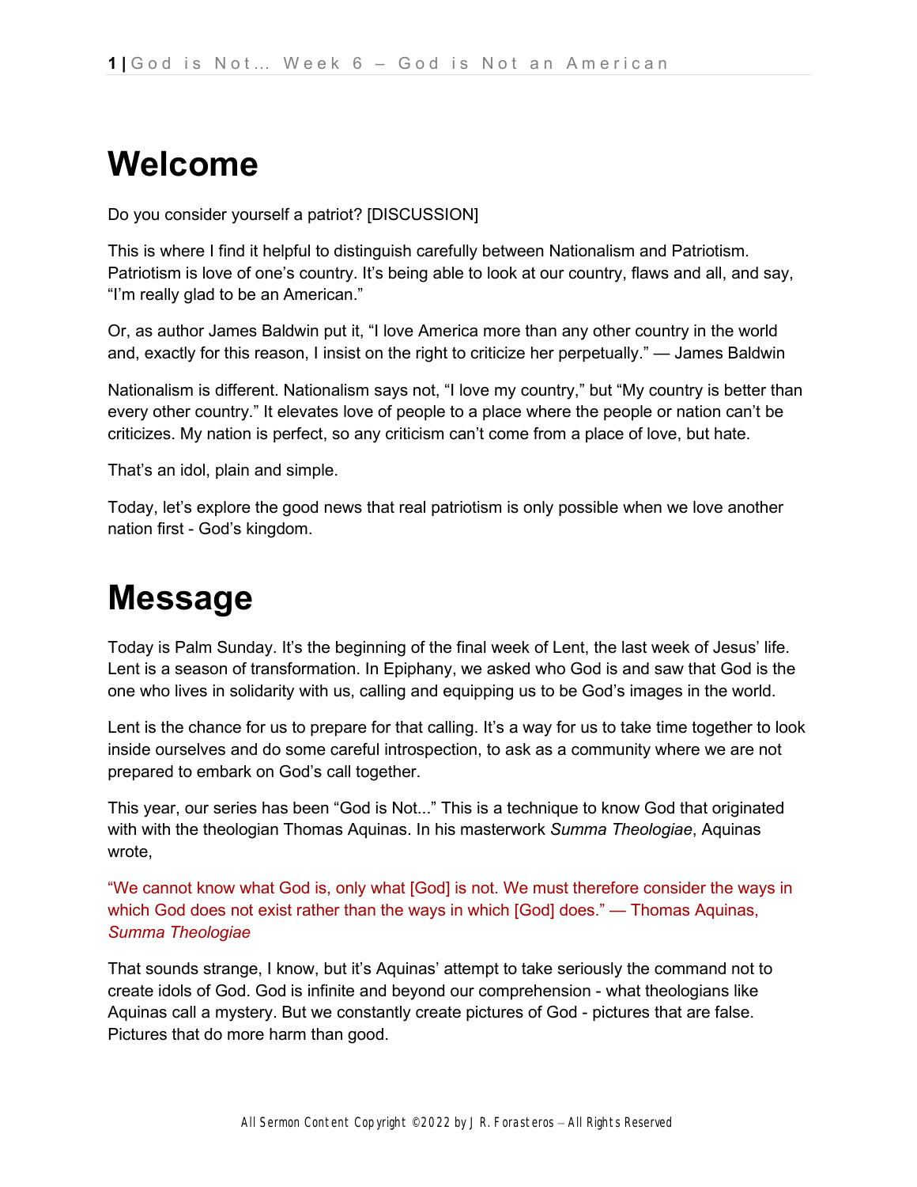# Welcome

Do you consider yourself a patriot? [DISCUSSION]

This is where I find it helpful to distinguish carefully between Nationalism and Patriotism. Patriotism is love of one's country. It's being able to look at our country, flaws and all, and say, "I'm really glad to be an American."

Or, as author James Baldwin put it, "I love America more than any other country in the world and, exactly for this reason, I insist on the right to criticize her perpetually." — James Baldwin

Nationalism is different. Nationalism says not, "I love my country," but "My country is better than every other country." It elevates love of people to a place where the people or nation can't be criticizes. My nation is perfect, so any criticism can't come from a place of love, but hate.

That's an idol, plain and simple.

Today, let's explore the good news that real patriotism is only possible when we love another nation first - God's kingdom.

# Message

Today is Palm Sunday. It's the beginning of the final week of Lent, the last week of Jesus' life. Lent is a season of transformation. In Epiphany, we asked who God is and saw that God is the one who lives in solidarity with us, calling and equipping us to be God's images in the world.

Lent is the chance for us to prepare for that calling. It's a way for us to take time together to look inside ourselves and do some careful introspection, to ask as a community where we are not prepared to embark on God's call together.

This year, our series has been "God is Not..." This is a technique to know God that originated with with the theologian Thomas Aquinas. In his masterwork *Summa Theologiae*, Aquinas wrote,

"We cannot know what God is, only what [God] is not. We must therefore consider the ways in which God does not exist rather than the ways in which [God] does." — Thomas Aquinas, *Summa Theologiae*

That sounds strange, I know, but it's Aquinas' attempt to take seriously the command not to create idols of God. God is infinite and beyond our comprehension - what theologians like Aquinas call a mystery. But we constantly create pictures of God - pictures that are false. Pictures that do more harm than good.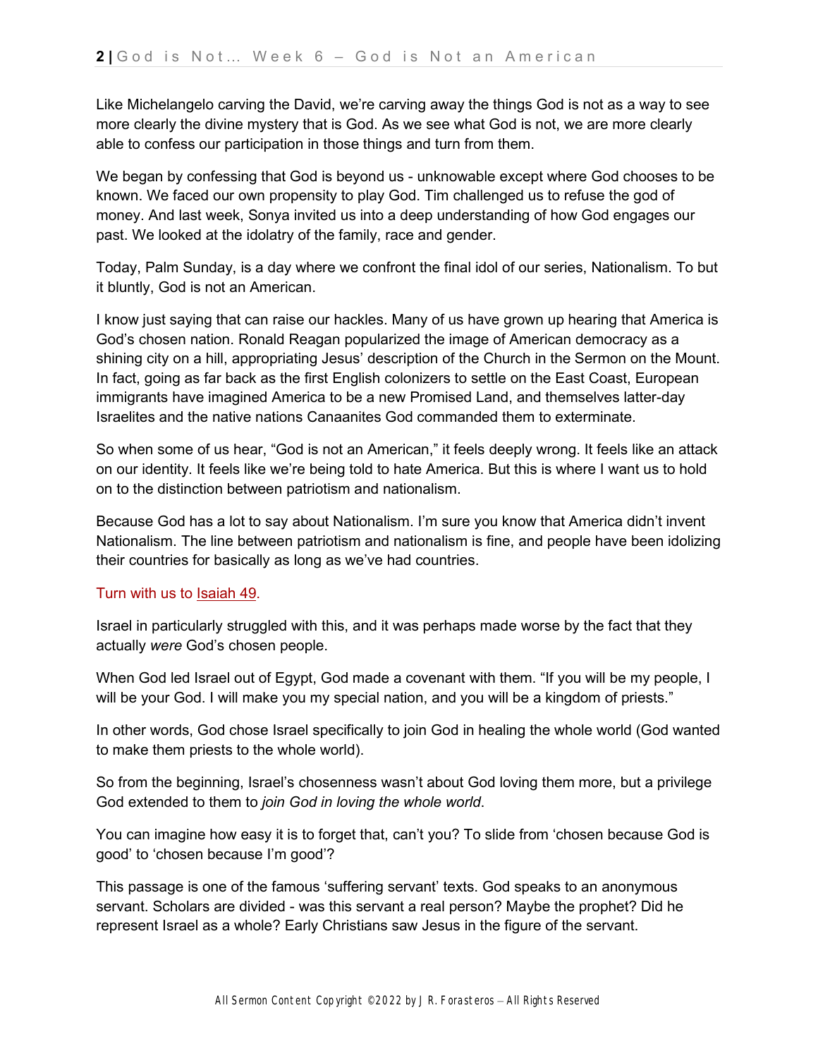Like Michelangelo carving the David, we're carving away the things God is not as a way to see more clearly the divine mystery that is God. As we see what God is not, we are more clearly able to confess our participation in those things and turn from them.

We began by confessing that God is beyond us - unknowable except where God chooses to be known. We faced our own propensity to play God. Tim challenged us to refuse the god of money. And last week, Sonya invited us into a deep understanding of how God engages our past. We looked at the idolatry of the family, race and gender.

Today, Palm Sunday, is a day where we confront the final idol of our series, Nationalism. To but it bluntly, God is not an American.

I know just saying that can raise our hackles. Many of us have grown up hearing that America is God's chosen nation. Ronald Reagan popularized the image of American democracy as a shining city on a hill, appropriating Jesus' description of the Church in the Sermon on the Mount. In fact, going as far back as the first English colonizers to settle on the East Coast, European immigrants have imagined America to be a new Promised Land, and themselves latter-day Israelites and the native nations Canaanites God commanded them to exterminate.

So when some of us hear, "God is not an American," it feels deeply wrong. It feels like an attack on our identity. It feels like we're being told to hate America. But this is where I want us to hold on to the distinction between patriotism and nationalism.

Because God has a lot to say about Nationalism. I'm sure you know that America didn't invent Nationalism. The line between patriotism and nationalism is fine, and people have been idolizing their countries for basically as long as we've had countries.

Turn with us to Isaiah 49.

Israel in particularly struggled with this, and it was perhaps made worse by the fact that they actually *were* God's chosen people.

When God led Israel out of Egypt, God made a covenant with them. "If you will be my people, I will be your God. I will make you my special nation, and you will be a kingdom of priests."

In other words, God chose Israel specifically to join God in healing the whole world (God wanted to make them priests to the whole world).

So from the beginning, Israel's chosenness wasn't about God loving them more, but a privilege God extended to them to *join God in loving the whole world*.

You can imagine how easy it is to forget that, can't you? To slide from 'chosen because God is good' to 'chosen because I'm good'?

This passage is one of the famous 'suffering servant' texts. God speaks to an anonymous servant. Scholars are divided - was this servant a real person? Maybe the prophet? Did he represent Israel as a whole? Early Christians saw Jesus in the figure of the servant.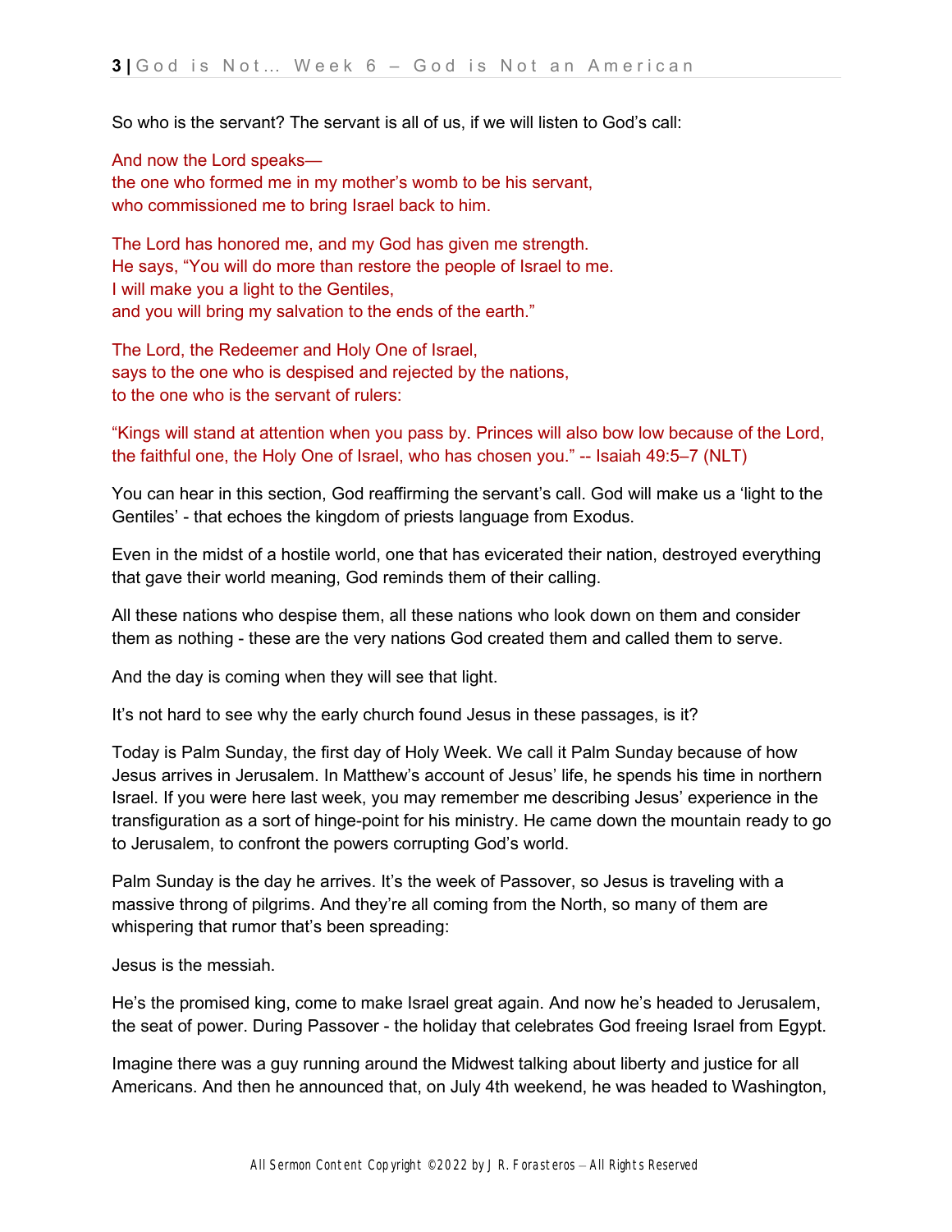So who is the servant? The servant is all of us, if we will listen to God's call:

And now the Lord speaks—
the one who formed me in my mother's womb to be his servant,
who commissioned me to bring Israel back to him.

The Lord has honored me, and my God has given me strength.
He says, "You will do more than restore the people of Israel to me.
I will make you a light to the Gentiles,
and you will bring my salvation to the ends of the earth."

The Lord, the Redeemer and Holy One of Israel,
says to the one who is despised and rejected by the nations,
to the one who is the servant of rulers:

"Kings will stand at attention when you pass by. Princes will also bow low because of the Lord, the faithful one, the Holy One of Israel, who has chosen you." -- Isaiah 49:5–7 (NLT)

You can hear in this section, God reaffirming the servant's call. God will make us a 'light to the Gentiles' - that echoes the kingdom of priests language from Exodus.

Even in the midst of a hostile world, one that has evicerated their nation, destroyed everything that gave their world meaning, God reminds them of their calling.

All these nations who despise them, all these nations who look down on them and consider them as nothing - these are the very nations God created them and called them to serve.

And the day is coming when they will see that light.

It's not hard to see why the early church found Jesus in these passages, is it?

Today is Palm Sunday, the first day of Holy Week. We call it Palm Sunday because of how Jesus arrives in Jerusalem. In Matthew's account of Jesus' life, he spends his time in northern Israel. If you were here last week, you may remember me describing Jesus' experience in the transfiguration as a sort of hinge-point for his ministry. He came down the mountain ready to go to Jerusalem, to confront the powers corrupting God's world.

Palm Sunday is the day he arrives. It's the week of Passover, so Jesus is traveling with a massive throng of pilgrims. And they're all coming from the North, so many of them are whispering that rumor that's been spreading:

Jesus is the messiah.

He's the promised king, come to make Israel great again. And now he's headed to Jerusalem, the seat of power. During Passover - the holiday that celebrates God freeing Israel from Egypt.

Imagine there was a guy running around the Midwest talking about liberty and justice for all Americans. And then he announced that, on July 4th weekend, he was headed to Washington,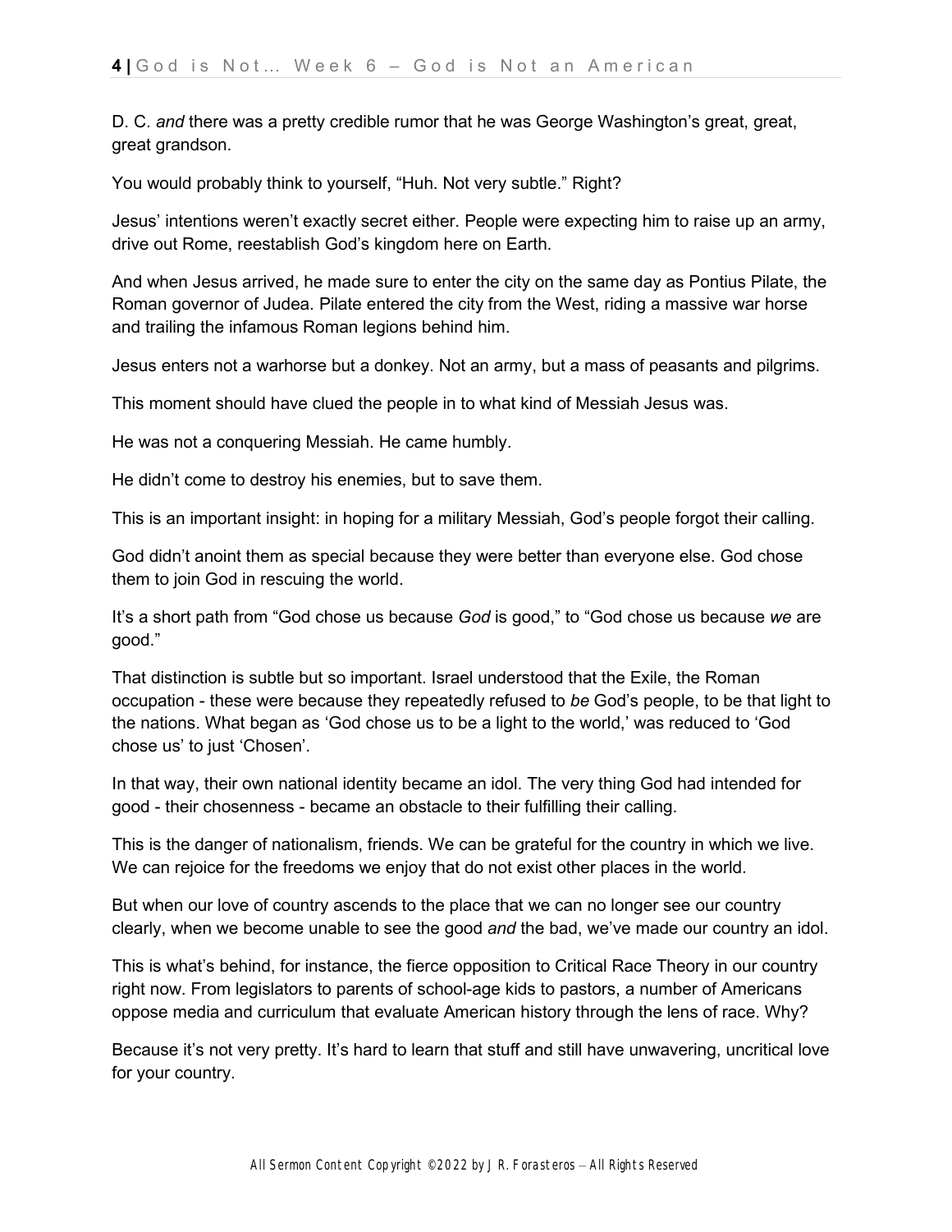D. C. *and* there was a pretty credible rumor that he was George Washington's great, great, great grandson.

You would probably think to yourself, "Huh. Not very subtle." Right?

Jesus' intentions weren't exactly secret either. People were expecting him to raise up an army, drive out Rome, reestablish God's kingdom here on Earth.

And when Jesus arrived, he made sure to enter the city on the same day as Pontius Pilate, the Roman governor of Judea. Pilate entered the city from the West, riding a massive war horse and trailing the infamous Roman legions behind him.

Jesus enters not a warhorse but a donkey. Not an army, but a mass of peasants and pilgrims.

This moment should have clued the people in to what kind of Messiah Jesus was.

He was not a conquering Messiah. He came humbly.

He didn't come to destroy his enemies, but to save them.

This is an important insight: in hoping for a military Messiah, God's people forgot their calling.

God didn't anoint them as special because they were better than everyone else. God chose them to join God in rescuing the world.

It's a short path from "God chose us because *God* is good," to "God chose us because *we* are good."

That distinction is subtle but so important. Israel understood that the Exile, the Roman occupation - these were because they repeatedly refused to *be* God's people, to be that light to the nations. What began as 'God chose us to be a light to the world,' was reduced to 'God chose us' to just 'Chosen'.

In that way, their own national identity became an idol. The very thing God had intended for good - their chosenness - became an obstacle to their fulfilling their calling.

This is the danger of nationalism, friends. We can be grateful for the country in which we live. We can rejoice for the freedoms we enjoy that do not exist other places in the world.

But when our love of country ascends to the place that we can no longer see our country clearly, when we become unable to see the good *and* the bad, we've made our country an idol.

This is what's behind, for instance, the fierce opposition to Critical Race Theory in our country right now. From legislators to parents of school-age kids to pastors, a number of Americans oppose media and curriculum that evaluate American history through the lens of race. Why?

Because it's not very pretty. It's hard to learn that stuff and still have unwavering, uncritical love for your country.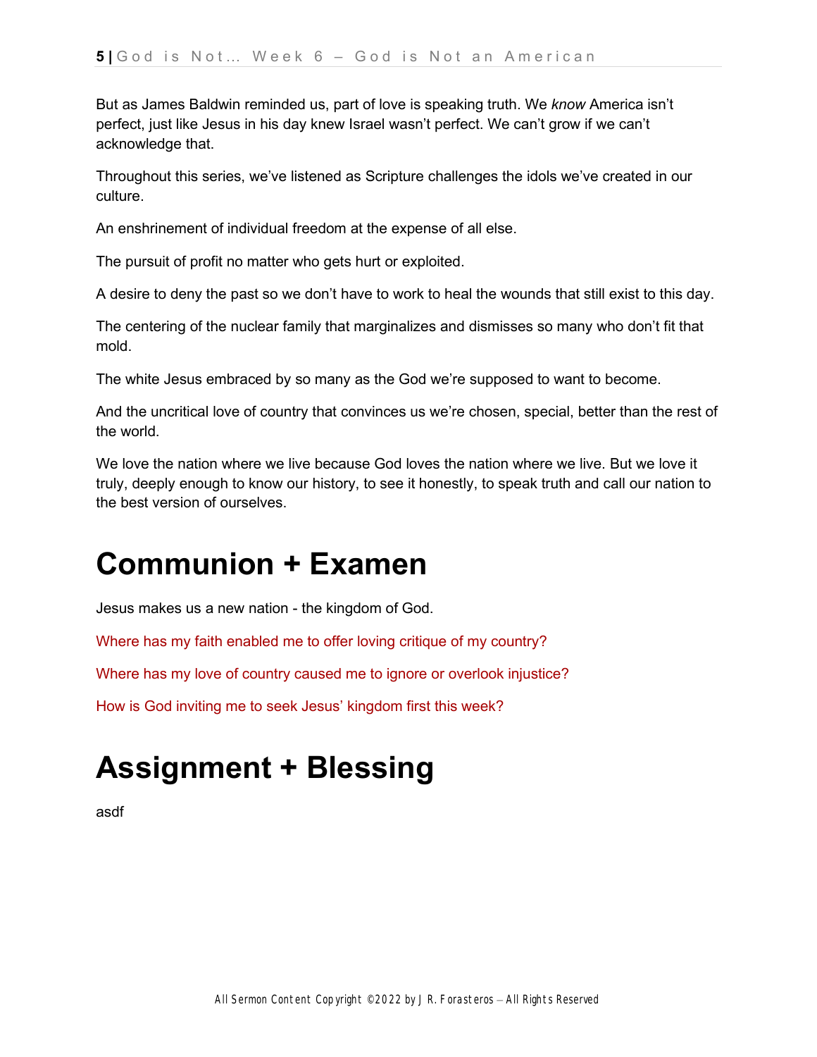But as James Baldwin reminded us, part of love is speaking truth. We *know* America isn't perfect, just like Jesus in his day knew Israel wasn't perfect. We can't grow if we can't acknowledge that.

Throughout this series, we've listened as Scripture challenges the idols we've created in our culture.

An enshrinement of individual freedom at the expense of all else.

The pursuit of profit no matter who gets hurt or exploited.

A desire to deny the past so we don't have to work to heal the wounds that still exist to this day.

The centering of the nuclear family that marginalizes and dismisses so many who don't fit that mold.

The white Jesus embraced by so many as the God we're supposed to want to become.

And the uncritical love of country that convinces us we're chosen, special, better than the rest of the world.

We love the nation where we live because God loves the nation where we live. But we love it truly, deeply enough to know our history, to see it honestly, to speak truth and call our nation to the best version of ourselves.

# Communion + Examen

Jesus makes us a new nation - the kingdom of God.

Where has my faith enabled me to offer loving critique of my country?

Where has my love of country caused me to ignore or overlook injustice?

How is God inviting me to seek Jesus' kingdom first this week?

# Assignment + Blessing

asdf